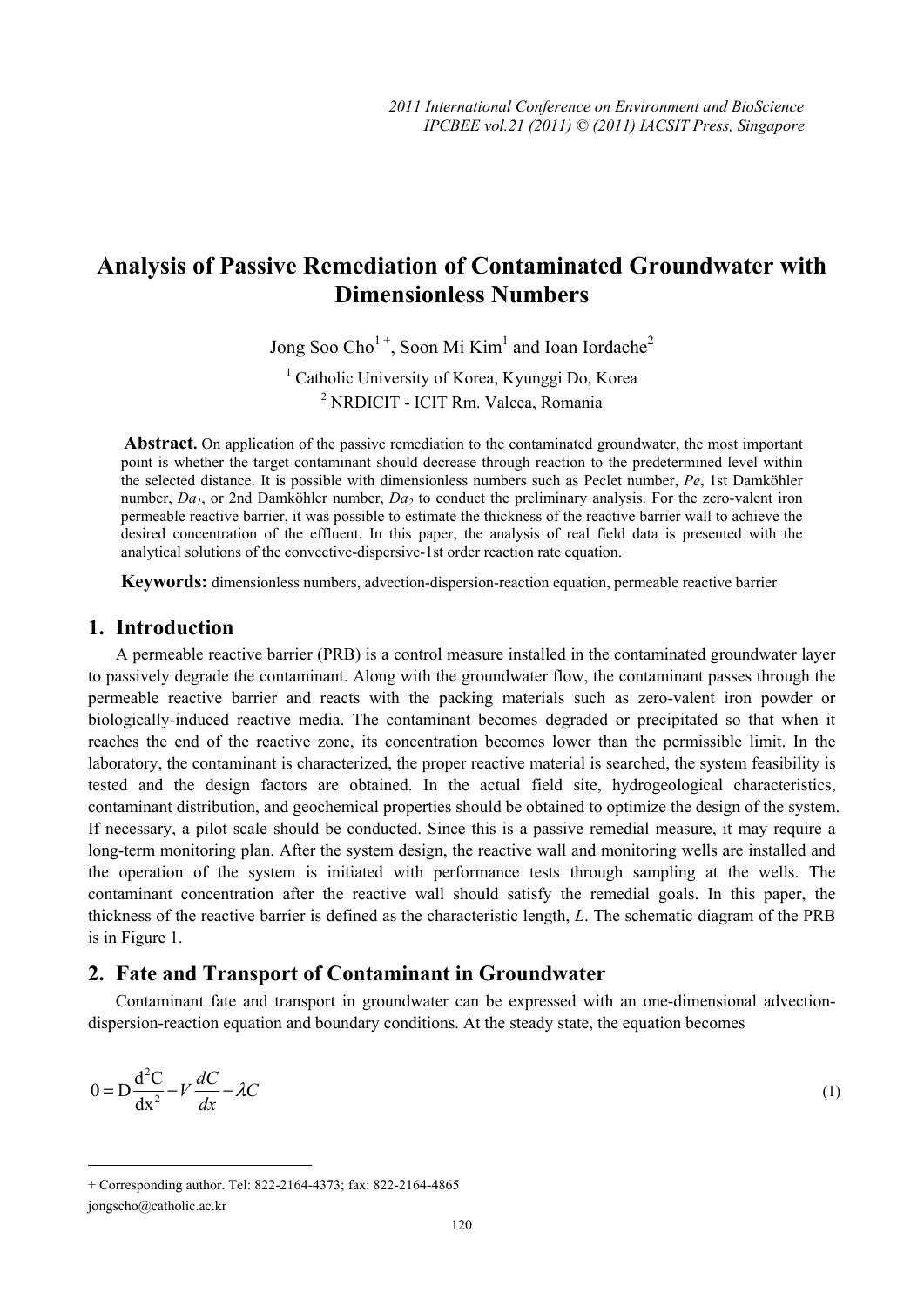# Analysis of Passive Remediation of Contaminated Groundwater with Dimensionless Numbers

Jong Soo Cho[1 +], Soon Mi Kim[1] and Ioan Iordache[2]

[1] Catholic University of Korea, Kyunggi Do, Korea

[2] NRDICIT - ICIT Rm. Valcea, Romania

**Abstract.** On application of the passive remediation to the contaminated groundwater, the most important point is whether the target contaminant should decrease through reaction to the predetermined level within the selected distance. It is possible with dimensionless numbers such as Peclet number, *Pe*, 1st Damköhler number, $Da_1$, or 2nd Damköhler number, $Da_2$ to conduct the preliminary analysis. For the zero-valent iron permeable reactive barrier, it was possible to estimate the thickness of the reactive barrier wall to achieve the desired concentration of the effluent. In this paper, the analysis of real field data is presented with the analytical solutions of the convective-dispersive-1st order reaction rate equation.

**Keywords:** dimensionless numbers, advection-dispersion-reaction equation, permeable reactive barrier

## 1. Introduction

A permeable reactive barrier (PRB) is a control measure installed in the contaminated groundwater layer to passively degrade the contaminant. Along with the groundwater flow, the contaminant passes through the permeable reactive barrier and reacts with the packing materials such as zero-valent iron powder or biologically-induced reactive media. The contaminant becomes degraded or precipitated so that when it reaches the end of the reactive zone, its concentration becomes lower than the permissible limit. In the laboratory, the contaminant is characterized, the proper reactive material is searched, the system feasibility is tested and the design factors are obtained. In the actual field site, hydrogeological characteristics, contaminant distribution, and geochemical properties should be obtained to optimize the design of the system. If necessary, a pilot scale should be conducted. Since this is a passive remedial measure, it may require a long-term monitoring plan. After the system design, the reactive wall and monitoring wells are installed and the operation of the system is initiated with performance tests through sampling at the wells. The contaminant concentration after the reactive wall should satisfy the remedial goals. In this paper, the thickness of the reactive barrier is defined as the characteristic length, *L*. The schematic diagram of the PRB is in Figure 1.

## 2. Fate and Transport of Contaminant in Groundwater

Contaminant fate and transport in groundwater can be expressed with an one-dimensional advection-dispersion-reaction equation and boundary conditions. At the steady state, the equation becomes

$$0 = D\frac{d^2C}{dx^2} - V\frac{dC}{dx} - \lambda C \tag{1}$$

---

+ Corresponding author. Tel: 822-2164-4373; fax: 822-2164-4865

jongscho@catholic.ac.kr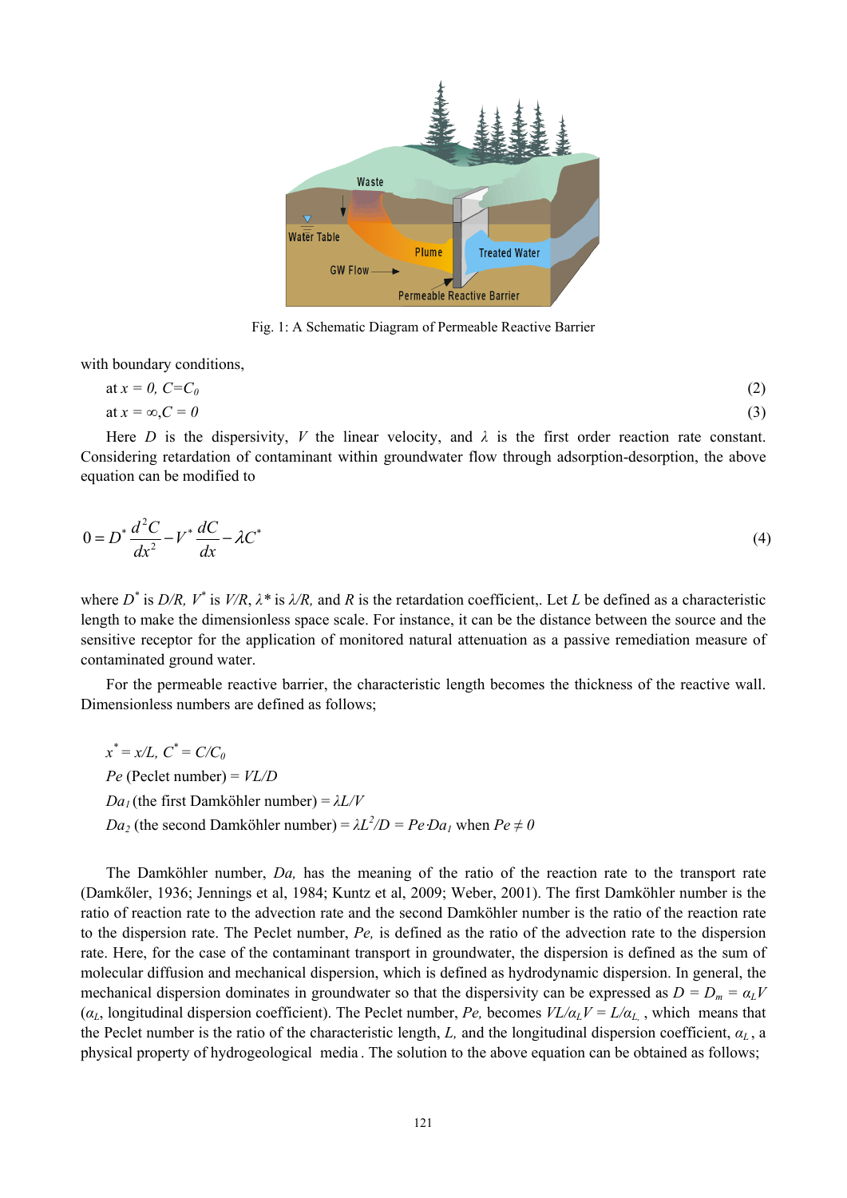Fig. 1: A Schematic Diagram of Permeable Reactive Barrier

with boundary conditions,

at $x = 0$, $C=C_0$ (2)

at $x = \infty$, $C = 0$ (3)

Here $D$ is the dispersivity, $V$ the linear velocity, and $\lambda$ is the first order reaction rate constant. Considering retardation of contaminant within groundwater flow through adsorption-desorption, the above equation can be modified to

$$0 = D^* \frac{d^2C}{dx^2} - V^* \frac{dC}{dx} - \lambda C^* \tag{4}$$

where $D^*$ is $D/R$, $V^*$ is $V/R$, $\lambda^*$ is $\lambda/R$, and $R$ is the retardation coefficient,. Let $L$ be defined as a characteristic length to make the dimensionless space scale. For instance, it can be the distance between the source and the sensitive receptor for the application of monitored natural attenuation as a passive remediation measure of contaminated ground water.

For the permeable reactive barrier, the characteristic length becomes the thickness of the reactive wall. Dimensionless numbers are defined as follows;

$x^* = x/L$, $C^* = C/C_0$

$Pe$ (Peclet number) = $VL/D$

$Da_1$ (the first Damköhler number) = $\lambda L/V$

$Da_2$ (the second Damköhler number) = $\lambda L^2/D = Pe \cdot Da_1$ when $Pe \neq 0$

The Damköhler number, $Da$, has the meaning of the ratio of the reaction rate to the transport rate (Damkőler, 1936; Jennings et al, 1984; Kuntz et al, 2009; Weber, 2001). The first Damköhler number is the ratio of reaction rate to the advection rate and the second Damköhler number is the ratio of the reaction rate to the dispersion rate. The Peclet number, $Pe$, is defined as the ratio of the advection rate to the dispersion rate. Here, for the case of the contaminant transport in groundwater, the dispersion is defined as the sum of molecular diffusion and mechanical dispersion, which is defined as hydrodynamic dispersion. In general, the mechanical dispersion dominates in groundwater so that the dispersivity can be expressed as $D = D_m = \alpha_L V$ ($\alpha_L$, longitudinal dispersion coefficient). The Peclet number, $Pe$, becomes $VL/\alpha_L V = L/\alpha_L$ , which means that the Peclet number is the ratio of the characteristic length, $L$, and the longitudinal dispersion coefficient, $\alpha_L$, a physical property of hydrogeological media. The solution to the above equation can be obtained as follows;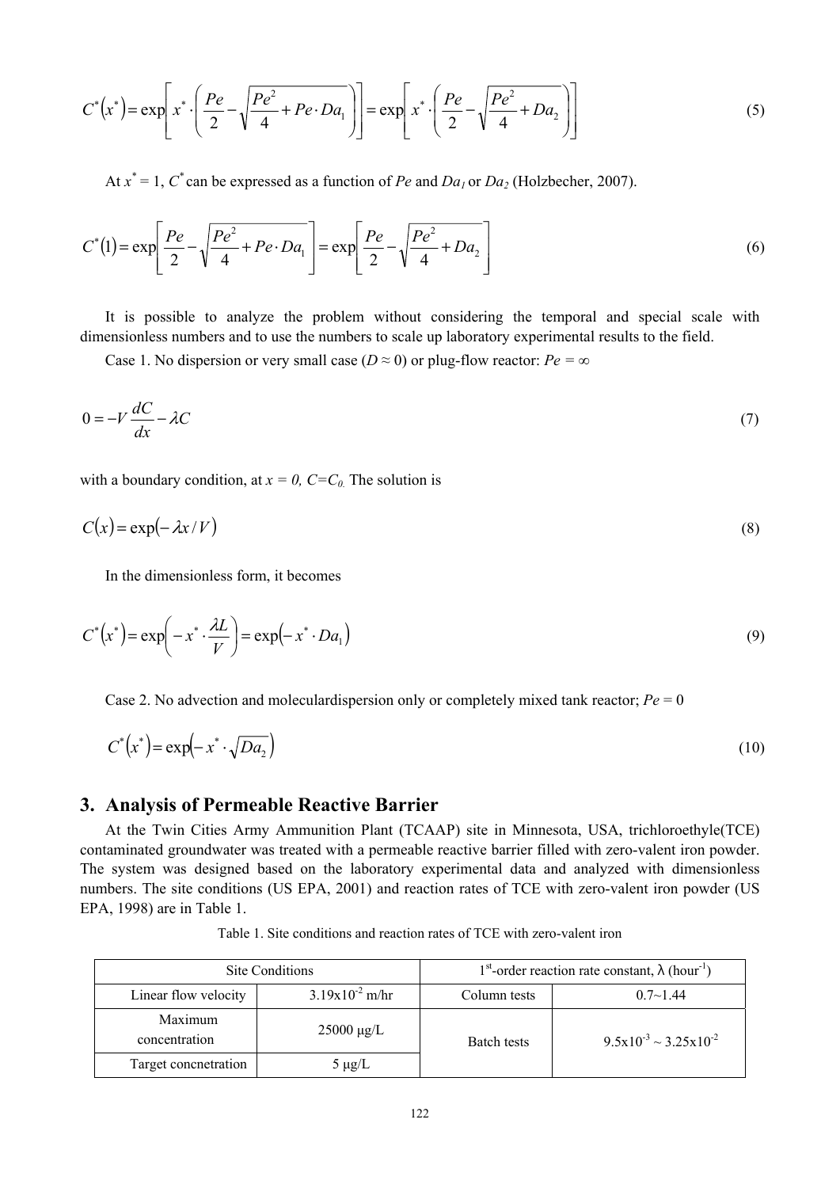$$C^*(x^*) = \exp\left[x^* \cdot \left(\frac{Pe}{2} - \sqrt{\frac{Pe^2}{4} + Pe \cdot Da_1}\right)\right] = \exp\left[x^* \cdot \left(\frac{Pe}{2} - \sqrt{\frac{Pe^2}{4} + Da_2}\right)\right] \tag{5}$$

At $x^* = 1$, $C^*$ can be expressed as a function of $Pe$ and $Da_1$ or $Da_2$ (Holzbecher, 2007).

$$C^*(1) = \exp\left[\frac{Pe}{2} - \sqrt{\frac{Pe^2}{4} + Pe \cdot Da_1}\right] = \exp\left[\frac{Pe}{2} - \sqrt{\frac{Pe^2}{4} + Da_2}\right] \tag{6}$$

It is possible to analyze the problem without considering the temporal and special scale with dimensionless numbers and to use the numbers to scale up laboratory experimental results to the field.

Case 1. No dispersion or very small case ($D \approx 0$) or plug-flow reactor: $Pe = \infty$

$$0 = -V\frac{dC}{dx} - \lambda C \tag{7}$$

with a boundary condition, at $x = 0$, $C = C_0$. The solution is

$$C(x) = \exp(-\lambda x / V) \tag{8}$$

In the dimensionless form, it becomes

$$C^*(x^*) = \exp\left(-x^* \cdot \frac{\lambda L}{V}\right) = \exp(-x^* \cdot Da_1) \tag{9}$$

Case 2. No advection and moleculardispersion only or completely mixed tank reactor; $Pe = 0$

$$C^*(x^*) = \exp\left(-x^* \cdot \sqrt{Da_2}\right) \tag{10}$$

## 3. Analysis of Permeable Reactive Barrier

At the Twin Cities Army Ammunition Plant (TCAAP) site in Minnesota, USA, trichloroethyle(TCE) contaminated groundwater was treated with a permeable reactive barrier filled with zero-valent iron powder. The system was designed based on the laboratory experimental data and analyzed with dimensionless numbers. The site conditions (US EPA, 2001) and reaction rates of TCE with zero-valent iron powder (US EPA, 1998) are in Table 1.

Table 1. Site conditions and reaction rates of TCE with zero-valent iron

| Site Conditions | | 1st-order reaction rate constant, λ (hour$^{-1}$) | |
|---|---|---|---|
| Linear flow velocity | $3.19 \times 10^{-2}$ m/hr | Column tests | 0.7~1.44 |
| Maximum concentration | 25000 μg/L | Batch tests | $9.5 \times 10^{-3}$ ~ $3.25 \times 10^{-2}$ |
| Target concnetration | 5 μg/L | | |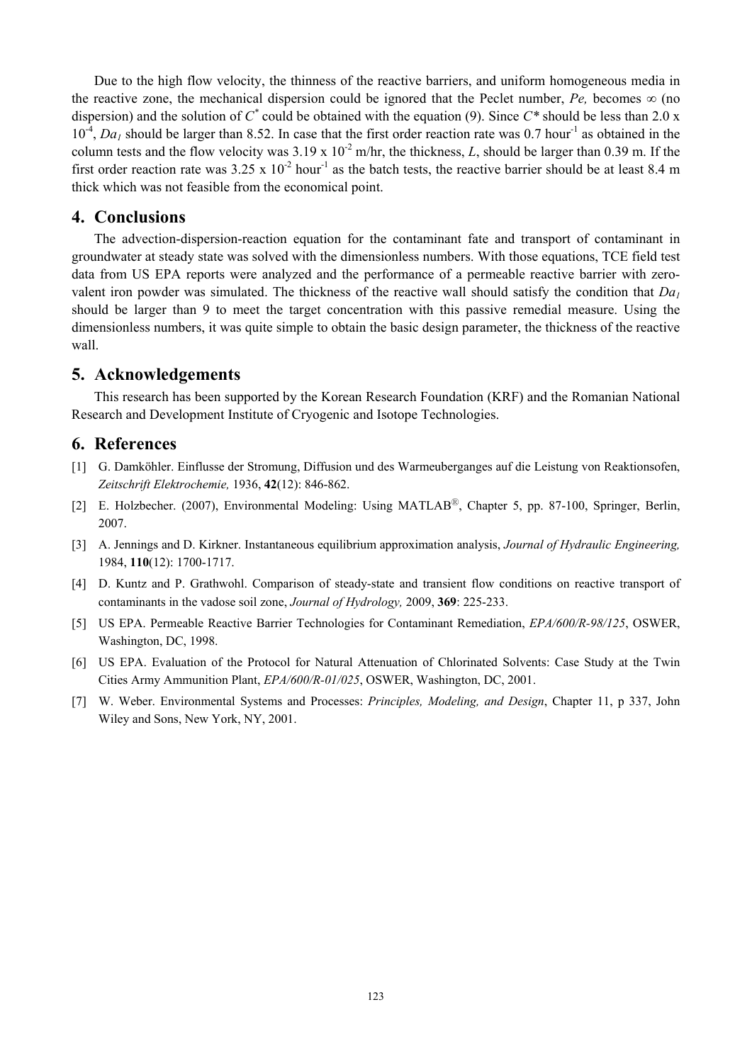Due to the high flow velocity, the thinness of the reactive barriers, and uniform homogeneous media in the reactive zone, the mechanical dispersion could be ignored that the Peclet number, *Pe,* becomes ∞ (no dispersion) and the solution of $C^*$ could be obtained with the equation (9). Since $C^*$ should be less than 2.0 x $10^{-4}$, $Da_1$ should be larger than 8.52. In case that the first order reaction rate was 0.7 $hour^{-1}$ as obtained in the column tests and the flow velocity was 3.19 x $10^{-2}$ m/hr, the thickness, $L$, should be larger than 0.39 m. If the first order reaction rate was 3.25 x $10^{-2}$ $hour^{-1}$ as the batch tests, the reactive barrier should be at least 8.4 m thick which was not feasible from the economical point.

## 4. Conclusions

The advection-dispersion-reaction equation for the contaminant fate and transport of contaminant in groundwater at steady state was solved with the dimensionless numbers. With those equations, TCE field test data from US EPA reports were analyzed and the performance of a permeable reactive barrier with zero-valent iron powder was simulated. The thickness of the reactive wall should satisfy the condition that $Da_1$ should be larger than 9 to meet the target concentration with this passive remedial measure. Using the dimensionless numbers, it was quite simple to obtain the basic design parameter, the thickness of the reactive wall.

## 5. Acknowledgements

This research has been supported by the Korean Research Foundation (KRF) and the Romanian National Research and Development Institute of Cryogenic and Isotope Technologies.

## 6. References

[1] G. Damköhler. Einflusse der Stromung, Diffusion und des Warmeuberganges auf die Leistung von Reaktionsofen, *Zeitschrift Elektrochemie,* 1936, **42**(12): 846-862.

[2] E. Holzbecher. (2007), Environmental Modeling: Using MATLAB®, Chapter 5, pp. 87-100, Springer, Berlin, 2007.

[3] A. Jennings and D. Kirkner. Instantaneous equilibrium approximation analysis, *Journal of Hydraulic Engineering,* 1984, **110**(12): 1700-1717.

[4] D. Kuntz and P. Grathwohl. Comparison of steady-state and transient flow conditions on reactive transport of contaminants in the vadose soil zone, *Journal of Hydrology,* 2009, **369**: 225-233.

[5] US EPA. Permeable Reactive Barrier Technologies for Contaminant Remediation, *EPA/600/R-98/125*, OSWER, Washington, DC, 1998.

[6] US EPA. Evaluation of the Protocol for Natural Attenuation of Chlorinated Solvents: Case Study at the Twin Cities Army Ammunition Plant, *EPA/600/R-01/025*, OSWER, Washington, DC, 2001.

[7] W. Weber. Environmental Systems and Processes: *Principles, Modeling, and Design*, Chapter 11, p 337, John Wiley and Sons, New York, NY, 2001.